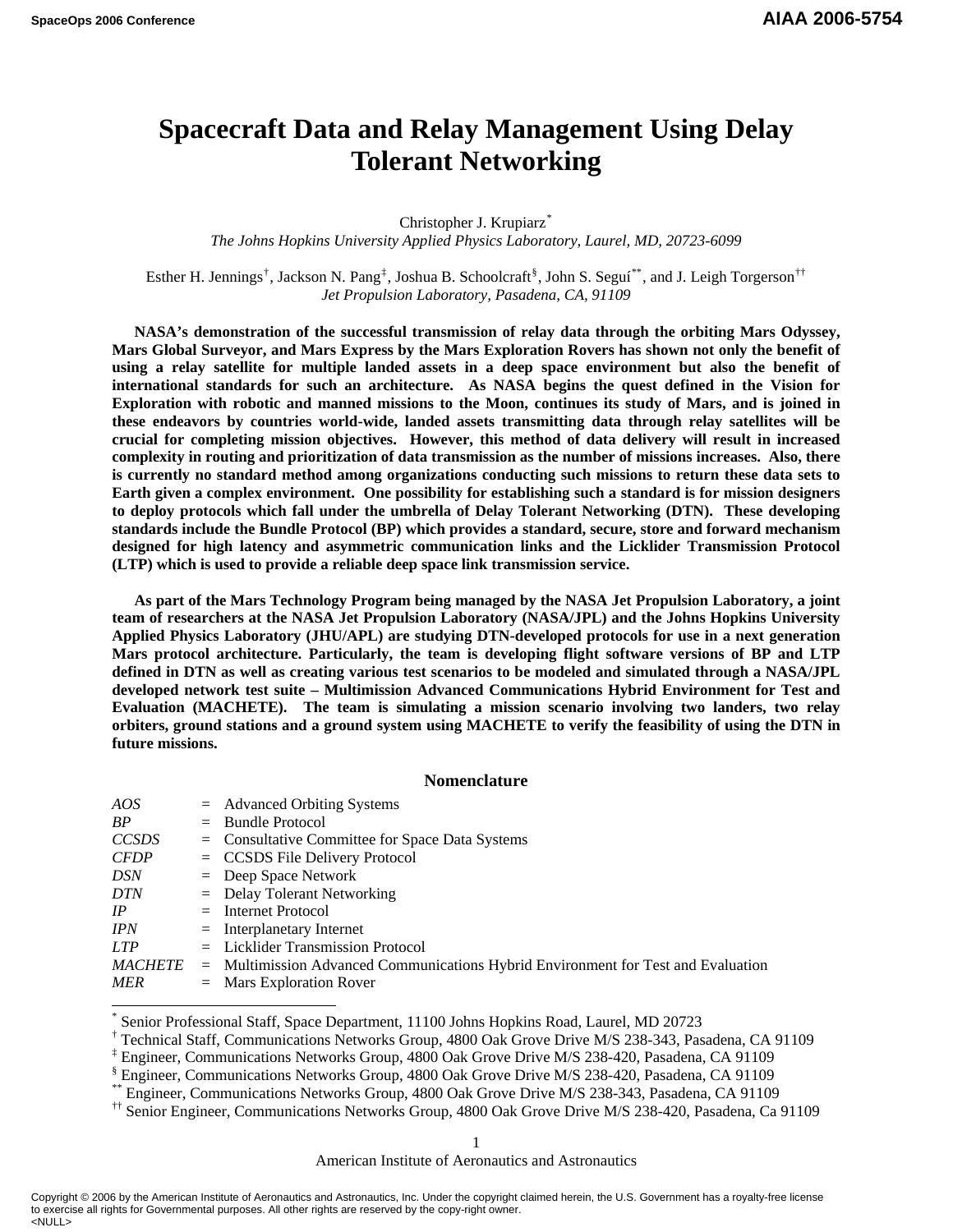# Spacecraft Data and Relay Management Using Delay Tolerant Networking

Christopher J. Krupiarz[*]
*The Johns Hopkins University Applied Physics Laboratory, Laurel, MD, 20723-6099*

Esther H. Jennings[†], Jackson N. Pang[‡], Joshua B. Schoolcraft[§], John S. Seguí[**], and J. Leigh Torgerson[††]
*Jet Propulsion Laboratory, Pasadena, CA, 91109*

**NASA's demonstration of the successful transmission of relay data through the orbiting Mars Odyssey, Mars Global Surveyor, and Mars Express by the Mars Exploration Rovers has shown not only the benefit of using a relay satellite for multiple landed assets in a deep space environment but also the benefit of international standards for such an architecture. As NASA begins the quest defined in the Vision for Exploration with robotic and manned missions to the Moon, continues its study of Mars, and is joined in these endeavors by countries world-wide, landed assets transmitting data through relay satellites will be crucial for completing mission objectives. However, this method of data delivery will result in increased complexity in routing and prioritization of data transmission as the number of missions increases. Also, there is currently no standard method among organizations conducting such missions to return these data sets to Earth given a complex environment. One possibility for establishing such a standard is for mission designers to deploy protocols which fall under the umbrella of Delay Tolerant Networking (DTN). These developing standards include the Bundle Protocol (BP) which provides a standard, secure, store and forward mechanism designed for high latency and asymmetric communication links and the Licklider Transmission Protocol (LTP) which is used to provide a reliable deep space link transmission service.**

**As part of the Mars Technology Program being managed by the NASA Jet Propulsion Laboratory, a joint team of researchers at the NASA Jet Propulsion Laboratory (NASA/JPL) and the Johns Hopkins University Applied Physics Laboratory (JHU/APL) are studying DTN-developed protocols for use in a next generation Mars protocol architecture. Particularly, the team is developing flight software versions of BP and LTP defined in DTN as well as creating various test scenarios to be modeled and simulated through a NASA/JPL developed network test suite – Multimission Advanced Communications Hybrid Environment for Test and Evaluation (MACHETE). The team is simulating a mission scenario involving two landers, two relay orbiters, ground stations and a ground system using MACHETE to verify the feasibility of using the DTN in future missions.**

## Nomenclature

| | | |
|---|---|---|
| *AOS* | = | Advanced Orbiting Systems |
| *BP* | = | Bundle Protocol |
| *CCSDS* | = | Consultative Committee for Space Data Systems |
| *CFDP* | = | CCSDS File Delivery Protocol |
| *DSN* | = | Deep Space Network |
| *DTN* | = | Delay Tolerant Networking |
| *IP* | = | Internet Protocol |
| *IPN* | = | Interplanetary Internet |
| *LTP* | = | Licklider Transmission Protocol |
| *MACHETE* | = | Multimission Advanced Communications Hybrid Environment for Test and Evaluation |
| *MER* | = | Mars Exploration Rover |

[*] Senior Professional Staff, Space Department, 11100 Johns Hopkins Road, Laurel, MD 20723
[†] Technical Staff, Communications Networks Group, 4800 Oak Grove Drive M/S 238-343, Pasadena, CA 91109
[‡] Engineer, Communications Networks Group, 4800 Oak Grove Drive M/S 238-420, Pasadena, CA 91109
[§] Engineer, Communications Networks Group, 4800 Oak Grove Drive M/S 238-420, Pasadena, CA 91109
[**] Engineer, Communications Networks Group, 4800 Oak Grove Drive M/S 238-343, Pasadena, CA 91109
[††] Senior Engineer, Communications Networks Group, 4800 Oak Grove Drive M/S 238-420, Pasadena, Ca 91109

Copyright © 2006 by the American Institute of Aeronautics and Astronautics, Inc. Under the copyright claimed herein, the U.S. Government has a royalty-free license to exercise all rights for Governmental purposes. All other rights are reserved by the copy-right owner.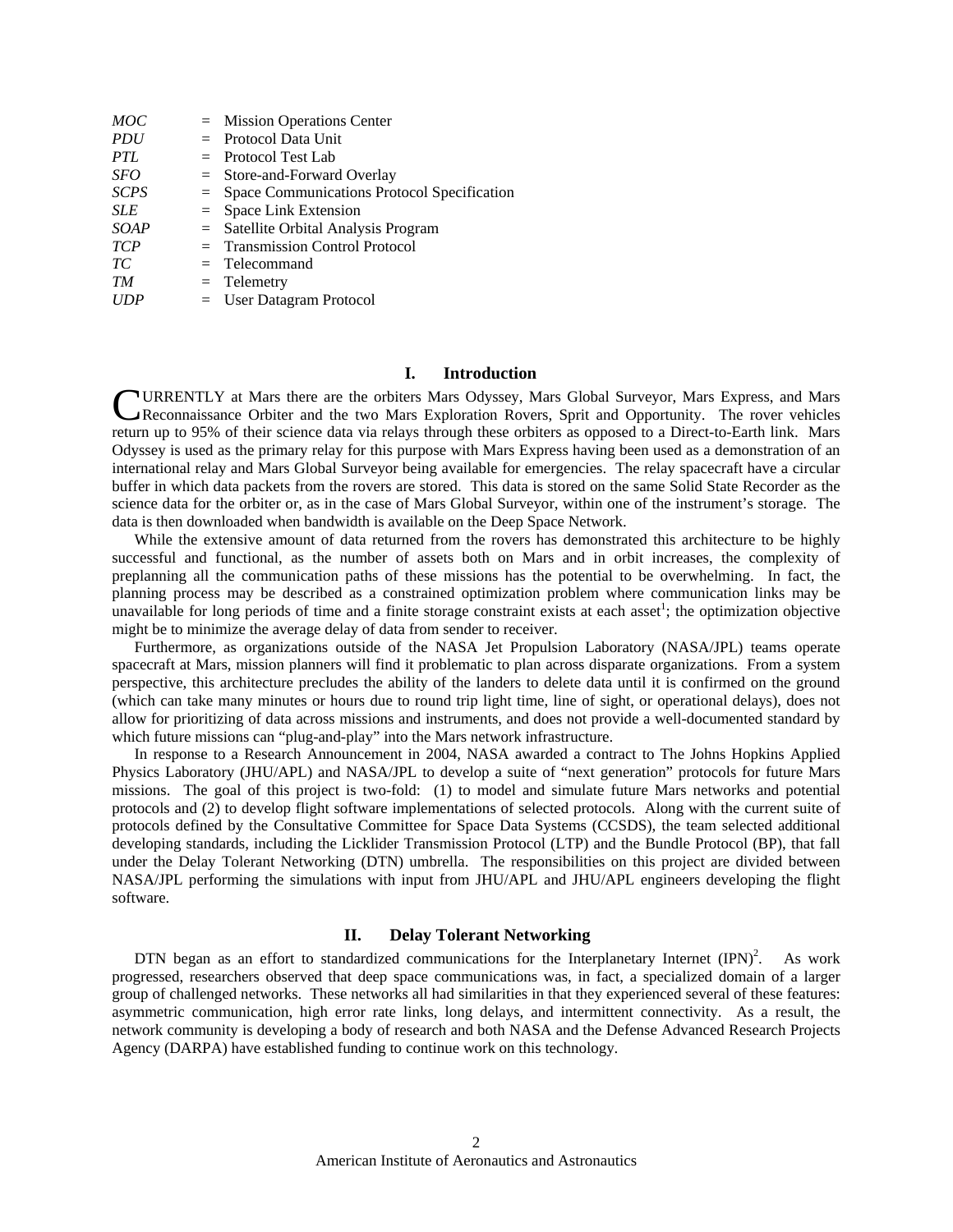| | | |
|---|---|---|
| *MOC* | = | Mission Operations Center |
| *PDU* | = | Protocol Data Unit |
| *PTL* | = | Protocol Test Lab |
| *SFO* | = | Store-and-Forward Overlay |
| *SCPS* | = | Space Communications Protocol Specification |
| *SLE* | = | Space Link Extension |
| *SOAP* | = | Satellite Orbital Analysis Program |
| *TCP* | = | Transmission Control Protocol |
| *TC* | = | Telecommand |
| *TM* | = | Telemetry |
| *UDP* | = | User Datagram Protocol |

## I. Introduction

CURRENTLY at Mars there are the orbiters Mars Odyssey, Mars Global Surveyor, Mars Express, and Mars Reconnaissance Orbiter and the two Mars Exploration Rovers, Sprit and Opportunity. The rover vehicles return up to 95% of their science data via relays through these orbiters as opposed to a Direct-to-Earth link. Mars Odyssey is used as the primary relay for this purpose with Mars Express having been used as a demonstration of an international relay and Mars Global Surveyor being available for emergencies. The relay spacecraft have a circular buffer in which data packets from the rovers are stored. This data is stored on the same Solid State Recorder as the science data for the orbiter or, as in the case of Mars Global Surveyor, within one of the instrument's storage. The data is then downloaded when bandwidth is available on the Deep Space Network.

While the extensive amount of data returned from the rovers has demonstrated this architecture to be highly successful and functional, as the number of assets both on Mars and in orbit increases, the complexity of preplanning all the communication paths of these missions has the potential to be overwhelming. In fact, the planning process may be described as a constrained optimization problem where communication links may be unavailable for long periods of time and a finite storage constraint exists at each asset[1]; the optimization objective might be to minimize the average delay of data from sender to receiver.

Furthermore, as organizations outside of the NASA Jet Propulsion Laboratory (NASA/JPL) teams operate spacecraft at Mars, mission planners will find it problematic to plan across disparate organizations. From a system perspective, this architecture precludes the ability of the landers to delete data until it is confirmed on the ground (which can take many minutes or hours due to round trip light time, line of sight, or operational delays), does not allow for prioritizing of data across missions and instruments, and does not provide a well-documented standard by which future missions can "plug-and-play" into the Mars network infrastructure.

In response to a Research Announcement in 2004, NASA awarded a contract to The Johns Hopkins Applied Physics Laboratory (JHU/APL) and NASA/JPL to develop a suite of "next generation" protocols for future Mars missions. The goal of this project is two-fold: (1) to model and simulate future Mars networks and potential protocols and (2) to develop flight software implementations of selected protocols. Along with the current suite of protocols defined by the Consultative Committee for Space Data Systems (CCSDS), the team selected additional developing standards, including the Licklider Transmission Protocol (LTP) and the Bundle Protocol (BP), that fall under the Delay Tolerant Networking (DTN) umbrella. The responsibilities on this project are divided between NASA/JPL performing the simulations with input from JHU/APL and JHU/APL engineers developing the flight software.

## II. Delay Tolerant Networking

DTN began as an effort to standardized communications for the Interplanetary Internet (IPN)[2]. As work progressed, researchers observed that deep space communications was, in fact, a specialized domain of a larger group of challenged networks. These networks all had similarities in that they experienced several of these features: asymmetric communication, high error rate links, long delays, and intermittent connectivity. As a result, the network community is developing a body of research and both NASA and the Defense Advanced Research Projects Agency (DARPA) have established funding to continue work on this technology.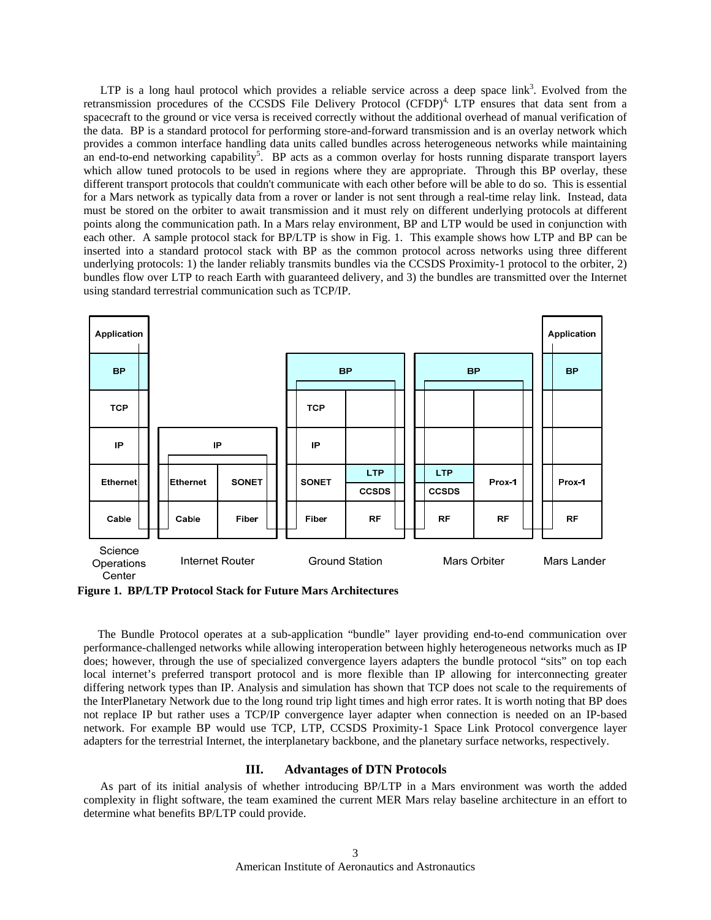LTP is a long haul protocol which provides a reliable service across a deep space link[3]. Evolved from the retransmission procedures of the CCSDS File Delivery Protocol (CFDP)[4,] LTP ensures that data sent from a spacecraft to the ground or vice versa is received correctly without the additional overhead of manual verification of the data. BP is a standard protocol for performing store-and-forward transmission and is an overlay network which provides a common interface handling data units called bundles across heterogeneous networks while maintaining an end-to-end networking capability[5]. BP acts as a common overlay for hosts running disparate transport layers which allow tuned protocols to be used in regions where they are appropriate. Through this BP overlay, these different transport protocols that couldn't communicate with each other before will be able to do so. This is essential for a Mars network as typically data from a rover or lander is not sent through a real-time relay link. Instead, data must be stored on the orbiter to await transmission and it must rely on different underlying protocols at different points along the communication path. In a Mars relay environment, BP and LTP would be used in conjunction with each other. A sample protocol stack for BP/LTP is show in Fig. 1. This example shows how LTP and BP can be inserted into a standard protocol stack with BP as the common protocol across networks using three different underlying protocols: 1) the lander reliably transmits bundles via the CCSDS Proximity-1 protocol to the orbiter, 2) bundles flow over LTP to reach Earth with guaranteed delivery, and 3) the bundles are transmitted over the Internet using standard terrestrial communication such as TCP/IP.

| Science Operations Center | Internet Router | | Ground Station | | Mars Orbiter | | Mars Lander |
|---|---|---|---|---|---|---|---|
| Application | | | | | | | Application |
| BP | | | BP | | BP | | BP |
| TCP | | | TCP | | | | |
| IP | IP | | IP | | | | |
| Ethernet | Ethernet | SONET | SONET | LTP / CCSDS | LTP / CCSDS | Prox-1 | Prox-1 |
| Cable | Cable | Fiber | Fiber | RF | RF | RF | RF |

**Figure 1. BP/LTP Protocol Stack for Future Mars Architectures**

The Bundle Protocol operates at a sub-application "bundle" layer providing end-to-end communication over performance-challenged networks while allowing interoperation between highly heterogeneous networks much as IP does; however, through the use of specialized convergence layers adapters the bundle protocol "sits" on top each local internet's preferred transport protocol and is more flexible than IP allowing for interconnecting greater differing network types than IP. Analysis and simulation has shown that TCP does not scale to the requirements of the InterPlanetary Network due to the long round trip light times and high error rates. It is worth noting that BP does not replace IP but rather uses a TCP/IP convergence layer adapter when connection is needed on an IP-based network. For example BP would use TCP, LTP, CCSDS Proximity-1 Space Link Protocol convergence layer adapters for the terrestrial Internet, the interplanetary backbone, and the planetary surface networks, respectively.

## III. Advantages of DTN Protocols

As part of its initial analysis of whether introducing BP/LTP in a Mars environment was worth the added complexity in flight software, the team examined the current MER Mars relay baseline architecture in an effort to determine what benefits BP/LTP could provide.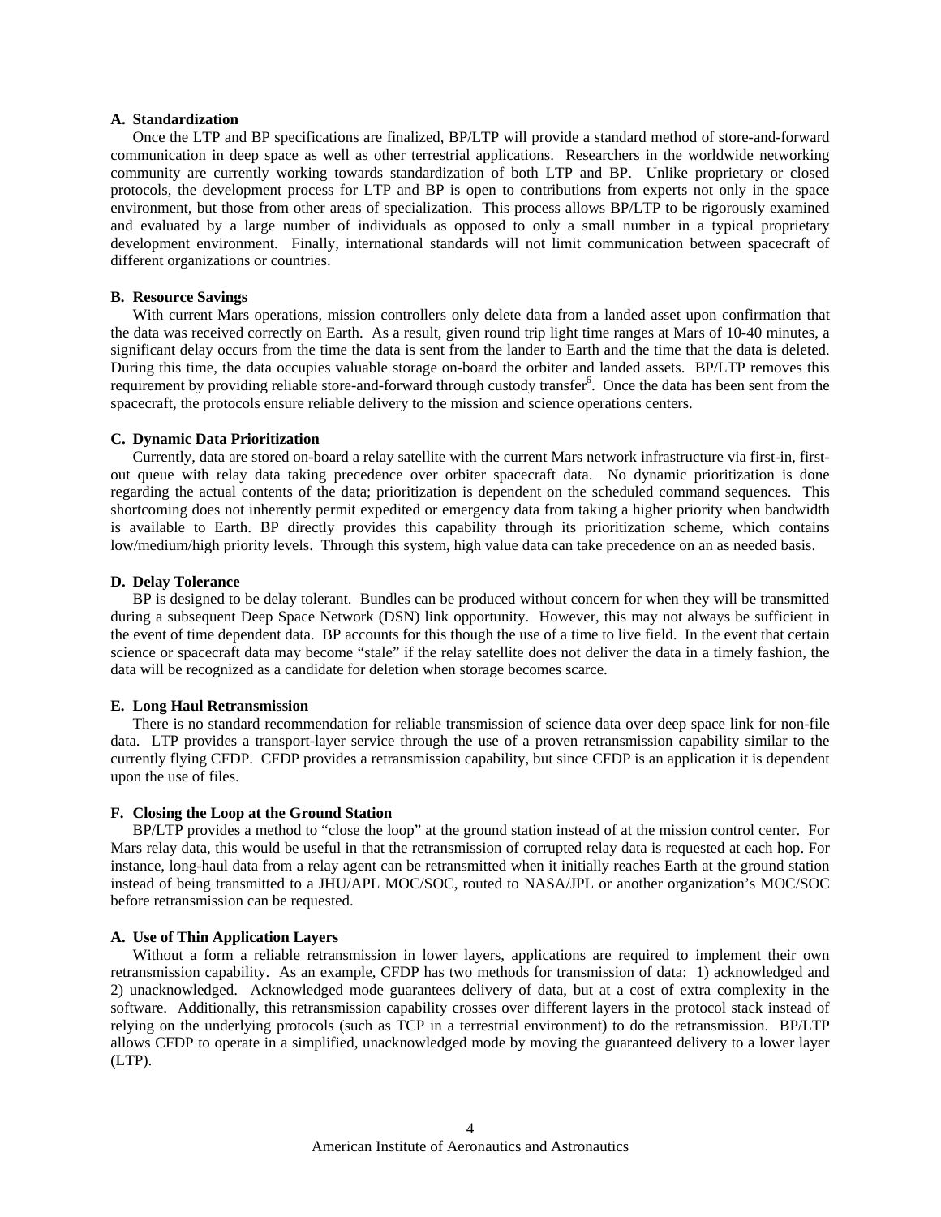### A. Standardization

Once the LTP and BP specifications are finalized, BP/LTP will provide a standard method of store-and-forward communication in deep space as well as other terrestrial applications. Researchers in the worldwide networking community are currently working towards standardization of both LTP and BP. Unlike proprietary or closed protocols, the development process for LTP and BP is open to contributions from experts not only in the space environment, but those from other areas of specialization. This process allows BP/LTP to be rigorously examined and evaluated by a large number of individuals as opposed to only a small number in a typical proprietary development environment. Finally, international standards will not limit communication between spacecraft of different organizations or countries.

### B. Resource Savings

With current Mars operations, mission controllers only delete data from a landed asset upon confirmation that the data was received correctly on Earth. As a result, given round trip light time ranges at Mars of 10-40 minutes, a significant delay occurs from the time the data is sent from the lander to Earth and the time that the data is deleted. During this time, the data occupies valuable storage on-board the orbiter and landed assets. BP/LTP removes this requirement by providing reliable store-and-forward through custody transfer[6]. Once the data has been sent from the spacecraft, the protocols ensure reliable delivery to the mission and science operations centers.

### C. Dynamic Data Prioritization

Currently, data are stored on-board a relay satellite with the current Mars network infrastructure via first-in, first-out queue with relay data taking precedence over orbiter spacecraft data. No dynamic prioritization is done regarding the actual contents of the data; prioritization is dependent on the scheduled command sequences. This shortcoming does not inherently permit expedited or emergency data from taking a higher priority when bandwidth is available to Earth. BP directly provides this capability through its prioritization scheme, which contains low/medium/high priority levels. Through this system, high value data can take precedence on an as needed basis.

### D. Delay Tolerance

BP is designed to be delay tolerant. Bundles can be produced without concern for when they will be transmitted during a subsequent Deep Space Network (DSN) link opportunity. However, this may not always be sufficient in the event of time dependent data. BP accounts for this though the use of a time to live field. In the event that certain science or spacecraft data may become "stale" if the relay satellite does not deliver the data in a timely fashion, the data will be recognized as a candidate for deletion when storage becomes scarce.

### E. Long Haul Retransmission

There is no standard recommendation for reliable transmission of science data over deep space link for non-file data. LTP provides a transport-layer service through the use of a proven retransmission capability similar to the currently flying CFDP. CFDP provides a retransmission capability, but since CFDP is an application it is dependent upon the use of files.

### F. Closing the Loop at the Ground Station

BP/LTP provides a method to "close the loop" at the ground station instead of at the mission control center. For Mars relay data, this would be useful in that the retransmission of corrupted relay data is requested at each hop. For instance, long-haul data from a relay agent can be retransmitted when it initially reaches Earth at the ground station instead of being transmitted to a JHU/APL MOC/SOC, routed to NASA/JPL or another organization's MOC/SOC before retransmission can be requested.

### A. Use of Thin Application Layers

Without a form a reliable retransmission in lower layers, applications are required to implement their own retransmission capability. As an example, CFDP has two methods for transmission of data: 1) acknowledged and 2) unacknowledged. Acknowledged mode guarantees delivery of data, but at a cost of extra complexity in the software. Additionally, this retransmission capability crosses over different layers in the protocol stack instead of relying on the underlying protocols (such as TCP in a terrestrial environment) to do the retransmission. BP/LTP allows CFDP to operate in a simplified, unacknowledged mode by moving the guaranteed delivery to a lower layer (LTP).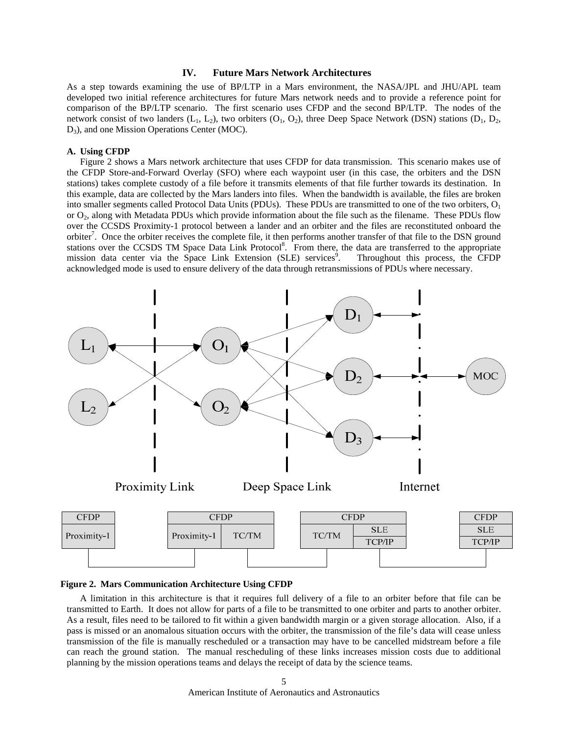## IV. Future Mars Network Architectures

As a step towards examining the use of BP/LTP in a Mars environment, the NASA/JPL and JHU/APL team developed two initial reference architectures for future Mars network needs and to provide a reference point for comparison of the BP/LTP scenario. The first scenario uses CFDP and the second BP/LTP. The nodes of the network consist of two landers ($L_1$, $L_2$), two orbiters ($O_1$, $O_2$), three Deep Space Network (DSN) stations ($D_1$, $D_2$, $D_3$), and one Mission Operations Center (MOC).

### A. Using CFDP

Figure 2 shows a Mars network architecture that uses CFDP for data transmission. This scenario makes use of the CFDP Store-and-Forward Overlay (SFO) where each waypoint user (in this case, the orbiters and the DSN stations) takes complete custody of a file before it transmits elements of that file further towards its destination. In this example, data are collected by the Mars landers into files. When the bandwidth is available, the files are broken into smaller segments called Protocol Data Units (PDUs). These PDUs are transmitted to one of the two orbiters, $O_1$ or $O_2$, along with Metadata PDUs which provide information about the file such as the filename. These PDUs flow over the CCSDS Proximity-1 protocol between a lander and an orbiter and the files are reconstituted onboard the orbiter[7]. Once the orbiter receives the complete file, it then performs another transfer of that file to the DSN ground stations over the CCSDS TM Space Data Link Protocol[8]. From there, the data are transferred to the appropriate mission data center via the Space Link Extension (SLE) services[9]. Throughout this process, the CFDP acknowledged mode is used to ensure delivery of the data through retransmissions of PDUs where necessary.

**Figure 2. Mars Communication Architecture Using CFDP**

A limitation in this architecture is that it requires full delivery of a file to an orbiter before that file can be transmitted to Earth. It does not allow for parts of a file to be transmitted to one orbiter and parts to another orbiter. As a result, files need to be tailored to fit within a given bandwidth margin or a given storage allocation. Also, if a pass is missed or an anomalous situation occurs with the orbiter, the transmission of the file's data will cease unless transmission of the file is manually rescheduled or a transaction may have to be cancelled midstream before a file can reach the ground station. The manual rescheduling of these links increases mission costs due to additional planning by the mission operations teams and delays the receipt of data by the science teams.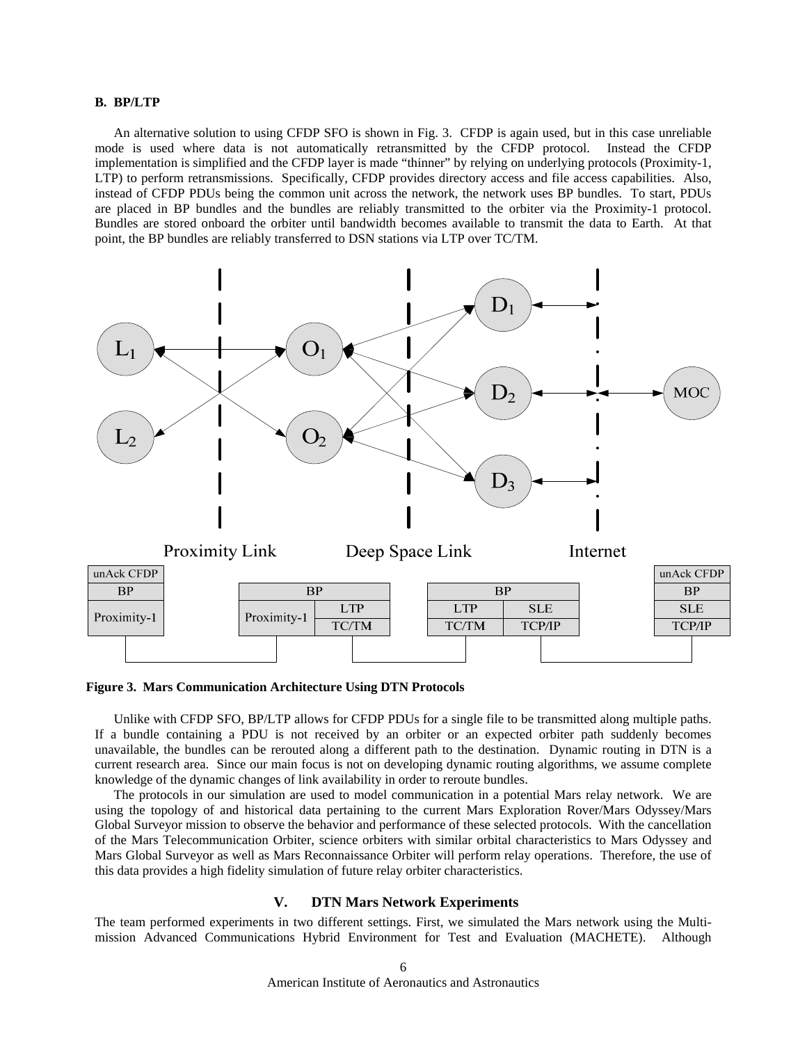### B. BP/LTP

An alternative solution to using CFDP SFO is shown in Fig. 3. CFDP is again used, but in this case unreliable mode is used where data is not automatically retransmitted by the CFDP protocol. Instead the CFDP implementation is simplified and the CFDP layer is made "thinner" by relying on underlying protocols (Proximity-1, LTP) to perform retransmissions. Specifically, CFDP provides directory access and file access capabilities. Also, instead of CFDP PDUs being the common unit across the network, the network uses BP bundles. To start, PDUs are placed in BP bundles and the bundles are reliably transmitted to the orbiter via the Proximity-1 protocol. Bundles are stored onboard the orbiter until bandwidth becomes available to transmit the data to Earth. At that point, the BP bundles are reliably transferred to DSN stations via LTP over TC/TM.

$L_1$
$L_2$
$O_1$
$O_2$
$D_1$
$D_2$
$D_3$
MOC

Proximity Link
Deep Space Link
Internet

unAck CFDP
BP
Proximity-1

BP
Proximity-1
LTP
TC/TM

BP
LTP
TC/TM
SLE
TCP/IP

unAck CFDP
BP
SLE
TCP/IP

**Figure 3. Mars Communication Architecture Using DTN Protocols**

Unlike with CFDP SFO, BP/LTP allows for CFDP PDUs for a single file to be transmitted along multiple paths. If a bundle containing a PDU is not received by an orbiter or an expected orbiter path suddenly becomes unavailable, the bundles can be rerouted along a different path to the destination. Dynamic routing in DTN is a current research area. Since our main focus is not on developing dynamic routing algorithms, we assume complete knowledge of the dynamic changes of link availability in order to reroute bundles.

The protocols in our simulation are used to model communication in a potential Mars relay network. We are using the topology of and historical data pertaining to the current Mars Exploration Rover/Mars Odyssey/Mars Global Surveyor mission to observe the behavior and performance of these selected protocols. With the cancellation of the Mars Telecommunication Orbiter, science orbiters with similar orbital characteristics to Mars Odyssey and Mars Global Surveyor as well as Mars Reconnaissance Orbiter will perform relay operations. Therefore, the use of this data provides a high fidelity simulation of future relay orbiter characteristics.

## V. DTN Mars Network Experiments

The team performed experiments in two different settings. First, we simulated the Mars network using the Multi-mission Advanced Communications Hybrid Environment for Test and Evaluation (MACHETE). Although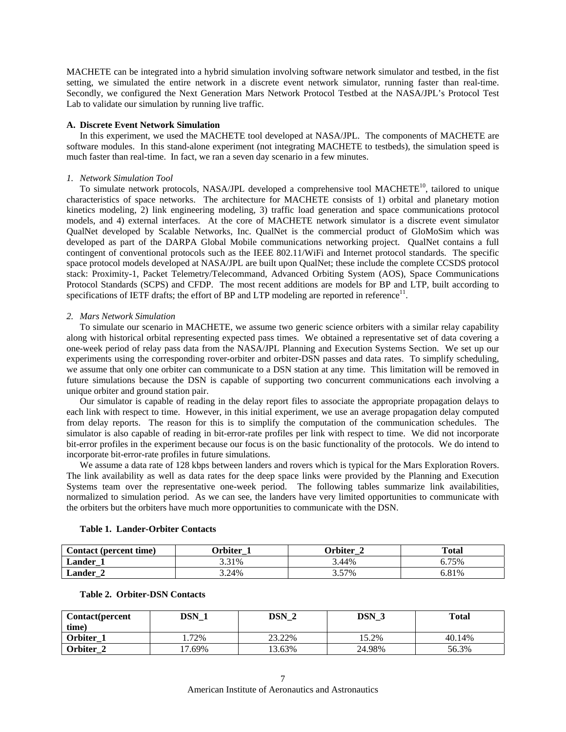MACHETE can be integrated into a hybrid simulation involving software network simulator and testbed, in the fist setting, we simulated the entire network in a discrete event network simulator, running faster than real-time. Secondly, we configured the Next Generation Mars Network Protocol Testbed at the NASA/JPL's Protocol Test Lab to validate our simulation by running live traffic.

### A. Discrete Event Network Simulation

In this experiment, we used the MACHETE tool developed at NASA/JPL. The components of MACHETE are software modules. In this stand-alone experiment (not integrating MACHETE to testbeds), the simulation speed is much faster than real-time. In fact, we ran a seven day scenario in a few minutes.

#### *1. Network Simulation Tool*

To simulate network protocols, NASA/JPL developed a comprehensive tool MACHETE[10], tailored to unique characteristics of space networks. The architecture for MACHETE consists of 1) orbital and planetary motion kinetics modeling, 2) link engineering modeling, 3) traffic load generation and space communications protocol models, and 4) external interfaces. At the core of MACHETE network simulator is a discrete event simulator QualNet developed by Scalable Networks, Inc. QualNet is the commercial product of GloMoSim which was developed as part of the DARPA Global Mobile communications networking project. QualNet contains a full contingent of conventional protocols such as the IEEE 802.11/WiFi and Internet protocol standards. The specific space protocol models developed at NASA/JPL are built upon QualNet; these include the complete CCSDS protocol stack: Proximity-1, Packet Telemetry/Telecommand, Advanced Orbiting System (AOS), Space Communications Protocol Standards (SCPS) and CFDP. The most recent additions are models for BP and LTP, built according to specifications of IETF drafts; the effort of BP and LTP modeling are reported in reference[11].

#### *2. Mars Network Simulation*

To simulate our scenario in MACHETE, we assume two generic science orbiters with a similar relay capability along with historical orbital representing expected pass times. We obtained a representative set of data covering a one-week period of relay pass data from the NASA/JPL Planning and Execution Systems Section. We set up our experiments using the corresponding rover-orbiter and orbiter-DSN passes and data rates. To simplify scheduling, we assume that only one orbiter can communicate to a DSN station at any time. This limitation will be removed in future simulations because the DSN is capable of supporting two concurrent communications each involving a unique orbiter and ground station pair.

Our simulator is capable of reading in the delay report files to associate the appropriate propagation delays to each link with respect to time. However, in this initial experiment, we use an average propagation delay computed from delay reports. The reason for this is to simplify the computation of the communication schedules. The simulator is also capable of reading in bit-error-rate profiles per link with respect to time. We did not incorporate bit-error profiles in the experiment because our focus is on the basic functionality of the protocols. We do intend to incorporate bit-error-rate profiles in future simulations.

We assume a data rate of 128 kbps between landers and rovers which is typical for the Mars Exploration Rovers. The link availability as well as data rates for the deep space links were provided by the Planning and Execution Systems team over the representative one-week period. The following tables summarize link availabilities, normalized to simulation period. As we can see, the landers have very limited opportunities to communicate with the orbiters but the orbiters have much more opportunities to communicate with the DSN.

**Table 1. Lander-Orbiter Contacts**

| Contact (percent time) | Orbiter_1 | Orbiter_2 | Total |
|---|---|---|---|
| **Lander_1** | 3.31% | 3.44% | 6.75% |
| **Lander_2** | 3.24% | 3.57% | 6.81% |

**Table 2. Orbiter-DSN Contacts**

| Contact(percent time) | DSN_1 | DSN_2 | DSN_3 | Total |
|---|---|---|---|---|
| **Orbiter_1** | 1.72% | 23.22% | 15.2% | 40.14% |
| **Orbiter_2** | 17.69% | 13.63% | 24.98% | 56.3% |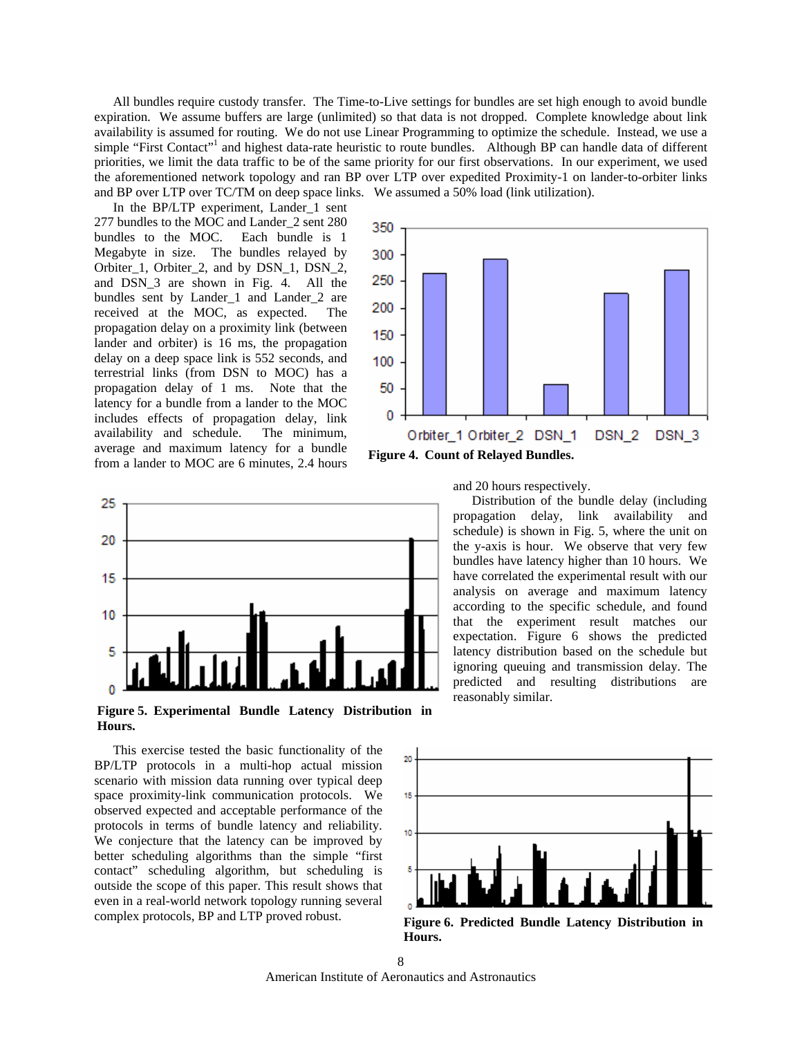All bundles require custody transfer. The Time-to-Live settings for bundles are set high enough to avoid bundle expiration. We assume buffers are large (unlimited) so that data is not dropped. Complete knowledge about link availability is assumed for routing. We do not use Linear Programming to optimize the schedule. Instead, we use a simple "First Contact"[1] and highest data-rate heuristic to route bundles. Although BP can handle data of different priorities, we limit the data traffic to be of the same priority for our first observations. In our experiment, we used the aforementioned network topology and ran BP over LTP over expedited Proximity-1 on lander-to-orbiter links and BP over LTP over TC/TM on deep space links. We assumed a 50% load (link utilization).

In the BP/LTP experiment, Lander_1 sent 277 bundles to the MOC and Lander_2 sent 280 bundles to the MOC. Each bundle is 1 Megabyte in size. The bundles relayed by Orbiter_1, Orbiter_2, and by DSN_1, DSN_2, and DSN_3 are shown in Fig. 4. All the bundles sent by Lander_1 and Lander_2 are received at the MOC, as expected. The propagation delay on a proximity link (between lander and orbiter) is 16 ms, the propagation delay on a deep space link is 552 seconds, and terrestrial links (from DSN to MOC) has a propagation delay of 1 ms. Note that the latency for a bundle from a lander to the MOC includes effects of propagation delay, link availability and schedule. The minimum, average and maximum latency for a bundle from a lander to MOC are 6 minutes, 2.4 hours and 20 hours respectively.

**Figure 4. Count of Relayed Bundles.**

Distribution of the bundle delay (including propagation delay, link availability and schedule) is shown in Fig. 5, where the unit on the y-axis is hour. We observe that very few bundles have latency higher than 10 hours. We have correlated the experimental result with our analysis on average and maximum latency according to the specific schedule, and found that the experiment result matches our expectation. Figure 6 shows the predicted latency distribution based on the schedule but ignoring queuing and transmission delay. The predicted and resulting distributions are reasonably similar.

**Figure 5. Experimental Bundle Latency Distribution in Hours.**

This exercise tested the basic functionality of the BP/LTP protocols in a multi-hop actual mission scenario with mission data running over typical deep space proximity-link communication protocols. We observed expected and acceptable performance of the protocols in terms of bundle latency and reliability. We conjecture that the latency can be improved by better scheduling algorithms than the simple "first contact" scheduling algorithm, but scheduling is outside the scope of this paper. This result shows that even in a real-world network topology running several complex protocols, BP and LTP proved robust.

**Figure 6. Predicted Bundle Latency Distribution in Hours.**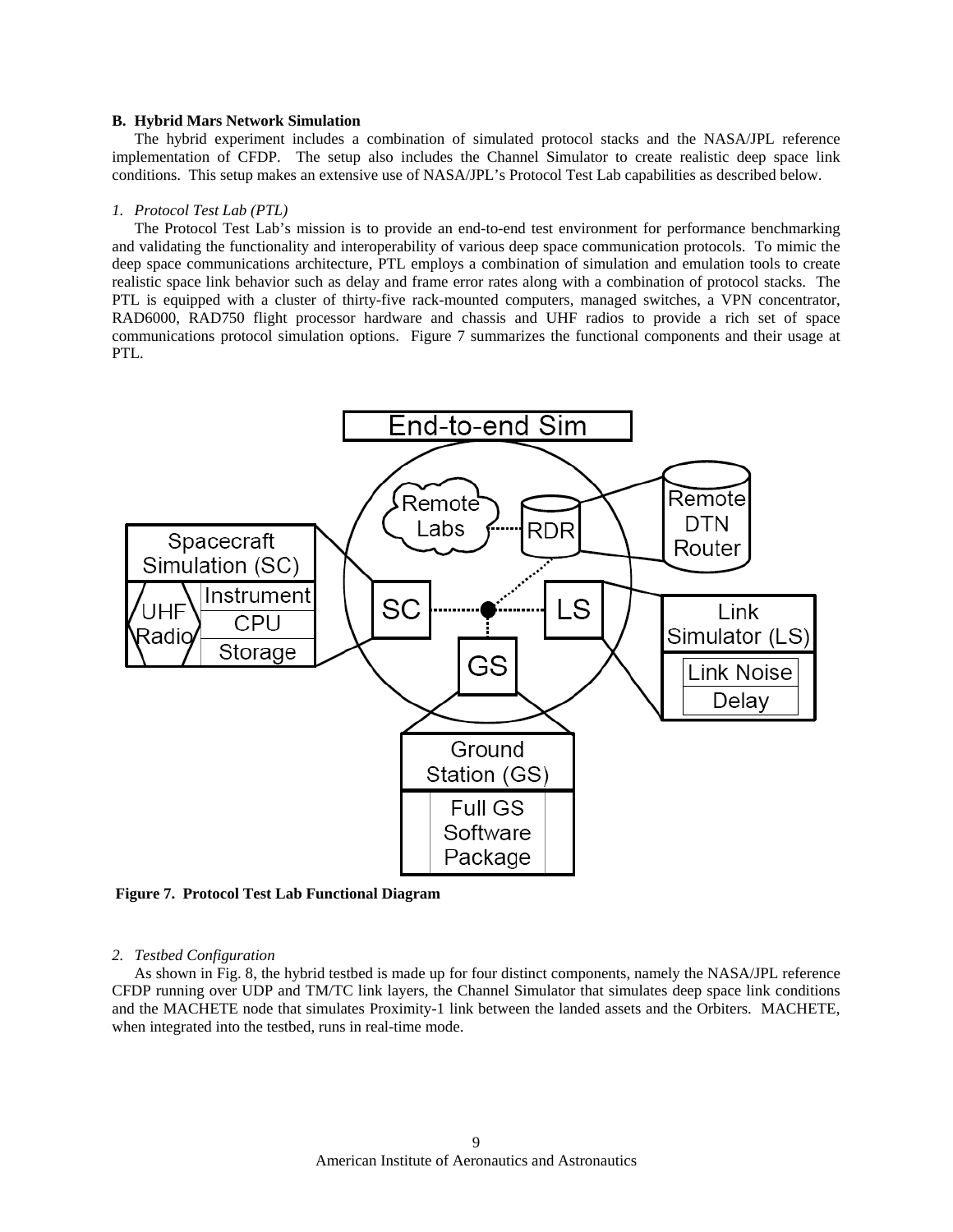### B. Hybrid Mars Network Simulation

The hybrid experiment includes a combination of simulated protocol stacks and the NASA/JPL reference implementation of CFDP. The setup also includes the Channel Simulator to create realistic deep space link conditions. This setup makes an extensive use of NASA/JPL's Protocol Test Lab capabilities as described below.

#### *1. Protocol Test Lab (PTL)*

The Protocol Test Lab's mission is to provide an end-to-end test environment for performance benchmarking and validating the functionality and interoperability of various deep space communication protocols. To mimic the deep space communications architecture, PTL employs a combination of simulation and emulation tools to create realistic space link behavior such as delay and frame error rates along with a combination of protocol stacks. The PTL is equipped with a cluster of thirty-five rack-mounted computers, managed switches, a VPN concentrator, RAD6000, RAD750 flight processor hardware and chassis and UHF radios to provide a rich set of space communications protocol simulation options. Figure 7 summarizes the functional components and their usage at PTL.

**Figure 7. Protocol Test Lab Functional Diagram**

#### *2. Testbed Configuration*

As shown in Fig. 8, the hybrid testbed is made up for four distinct components, namely the NASA/JPL reference CFDP running over UDP and TM/TC link layers, the Channel Simulator that simulates deep space link conditions and the MACHETE node that simulates Proximity-1 link between the landed assets and the Orbiters. MACHETE, when integrated into the testbed, runs in real-time mode.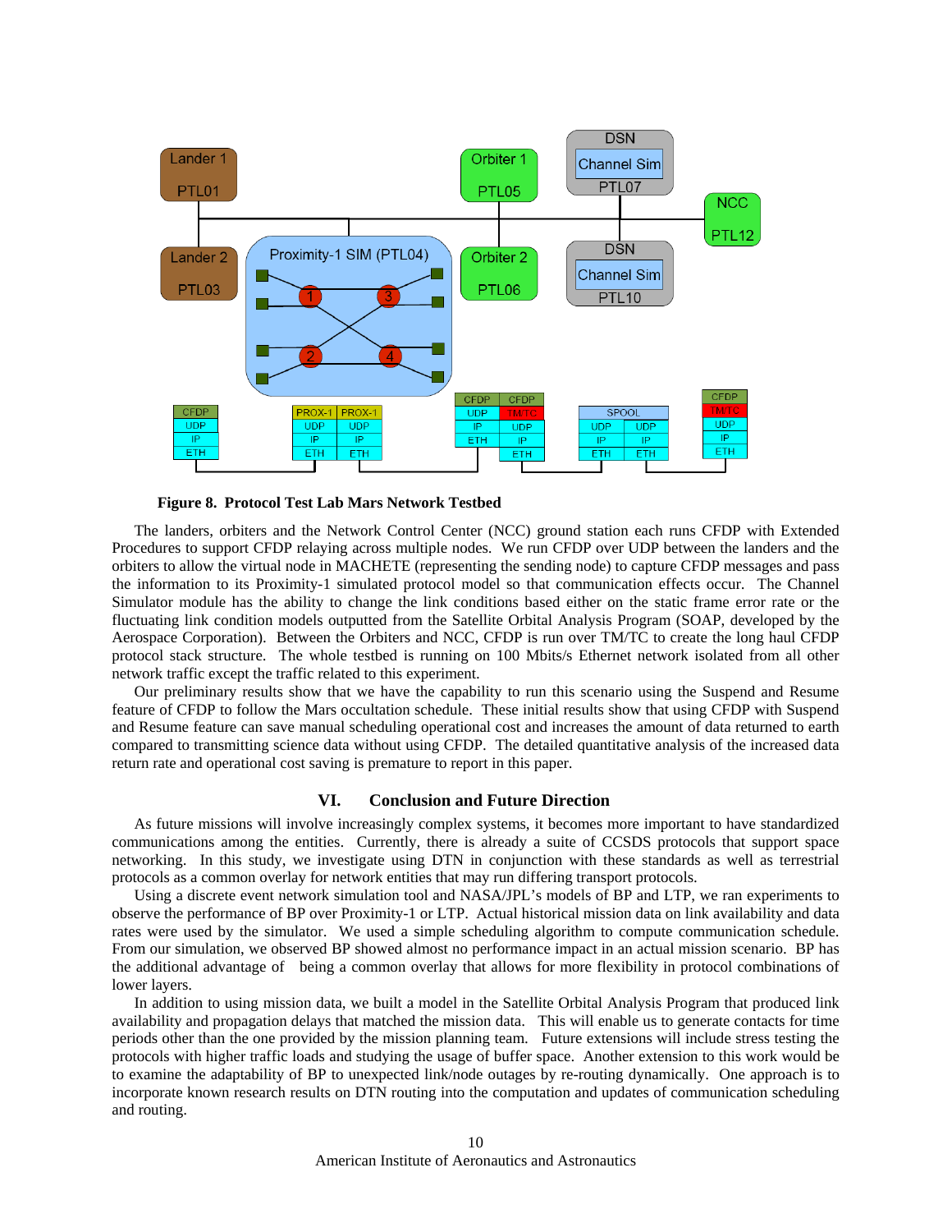Lander 1

PTL01

Orbiter 1

PTL05

DSN

Channel Sim

PTL07

NCC

PTL12

Lander 2

PTL03

Proximity-1 SIM (PTL04)

Orbiter 2

PTL06

DSN

Channel Sim

PTL10

1 3 2 4

CFDP UDP IP ETH

PROX-1 UDP IP ETH

PROX-1 UDP IP ETH

CFDP UDP IP ETH

CFDP TM/TC UDP IP ETH

SPOOL UDP IP ETH UDP IP ETH

CFDP TM/TC UDP IP ETH

**Figure 8. Protocol Test Lab Mars Network Testbed**

The landers, orbiters and the Network Control Center (NCC) ground station each runs CFDP with Extended Procedures to support CFDP relaying across multiple nodes. We run CFDP over UDP between the landers and the orbiters to allow the virtual node in MACHETE (representing the sending node) to capture CFDP messages and pass the information to its Proximity-1 simulated protocol model so that communication effects occur. The Channel Simulator module has the ability to change the link conditions based either on the static frame error rate or the fluctuating link condition models outputted from the Satellite Orbital Analysis Program (SOAP, developed by the Aerospace Corporation). Between the Orbiters and NCC, CFDP is run over TM/TC to create the long haul CFDP protocol stack structure. The whole testbed is running on 100 Mbits/s Ethernet network isolated from all other network traffic except the traffic related to this experiment.

Our preliminary results show that we have the capability to run this scenario using the Suspend and Resume feature of CFDP to follow the Mars occultation schedule. These initial results show that using CFDP with Suspend and Resume feature can save manual scheduling operational cost and increases the amount of data returned to earth compared to transmitting science data without using CFDP. The detailed quantitative analysis of the increased data return rate and operational cost saving is premature to report in this paper.

## VI. Conclusion and Future Direction

As future missions will involve increasingly complex systems, it becomes more important to have standardized communications among the entities. Currently, there is already a suite of CCSDS protocols that support space networking. In this study, we investigate using DTN in conjunction with these standards as well as terrestrial protocols as a common overlay for network entities that may run differing transport protocols.

Using a discrete event network simulation tool and NASA/JPL's models of BP and LTP, we ran experiments to observe the performance of BP over Proximity-1 or LTP. Actual historical mission data on link availability and data rates were used by the simulator. We used a simple scheduling algorithm to compute communication schedule. From our simulation, we observed BP showed almost no performance impact in an actual mission scenario. BP has the additional advantage of being a common overlay that allows for more flexibility in protocol combinations of lower layers.

In addition to using mission data, we built a model in the Satellite Orbital Analysis Program that produced link availability and propagation delays that matched the mission data. This will enable us to generate contacts for time periods other than the one provided by the mission planning team. Future extensions will include stress testing the protocols with higher traffic loads and studying the usage of buffer space. Another extension to this work would be to examine the adaptability of BP to unexpected link/node outages by re-routing dynamically. One approach is to incorporate known research results on DTN routing into the computation and updates of communication scheduling and routing.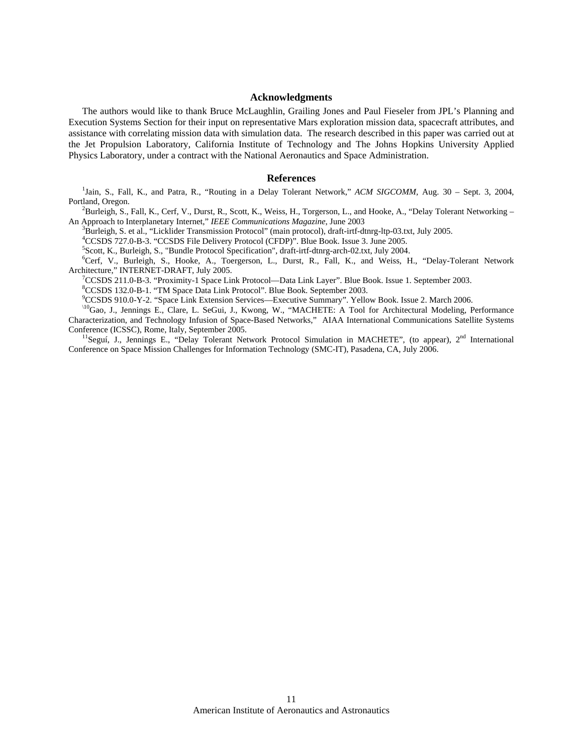## Acknowledgments

The authors would like to thank Bruce McLaughlin, Grailing Jones and Paul Fieseler from JPL's Planning and Execution Systems Section for their input on representative Mars exploration mission data, spacecraft attributes, and assistance with correlating mission data with simulation data. The research described in this paper was carried out at the Jet Propulsion Laboratory, California Institute of Technology and The Johns Hopkins University Applied Physics Laboratory, under a contract with the National Aeronautics and Space Administration.

## References

[1]Jain, S., Fall, K., and Patra, R., "Routing in a Delay Tolerant Network," *ACM SIGCOMM*, Aug. 30 – Sept. 3, 2004, Portland, Oregon.

[2]Burleigh, S., Fall, K., Cerf, V., Durst, R., Scott, K., Weiss, H., Torgerson, L., and Hooke, A., "Delay Tolerant Networking – An Approach to Interplanetary Internet," *IEEE Communications Magazine*, June 2003

[3]Burleigh, S. et al., "Licklider Transmission Protocol" (main protocol), draft-irtf-dtnrg-ltp-03.txt, July 2005.

[4]CCSDS 727.0-B-3. "CCSDS File Delivery Protocol (CFDP)". Blue Book. Issue 3. June 2005.

[5]Scott, K., Burleigh, S., "Bundle Protocol Specification", draft-irtf-dtnrg-arch-02.txt, July 2004.

[6]Cerf, V., Burleigh, S., Hooke, A., Toergerson, L., Durst, R., Fall, K., and Weiss, H., "Delay-Tolerant Network Architecture," INTERNET-DRAFT, July 2005.

[7]CCSDS 211.0-B-3. "Proximity-1 Space Link Protocol—Data Link Layer". Blue Book. Issue 1. September 2003.

[8]CCSDS 132.0-B-1. "TM Space Data Link Protocol". Blue Book. September 2003.

[9]CCSDS 910.0-Y-2. "Space Link Extension Services—Executive Summary". Yellow Book. Issue 2. March 2006.

\[10]Gao, J., Jennings E., Clare, L. SeGui, J., Kwong, W., "MACHETE: A Tool for Architectural Modeling, Performance Characterization, and Technology Infusion of Space-Based Networks," AIAA International Communications Satellite Systems Conference (ICSSC), Rome, Italy, September 2005.

[11]Seguí, J., Jennings E., "Delay Tolerant Network Protocol Simulation in MACHETE", (to appear), 2nd International Conference on Space Mission Challenges for Information Technology (SMC-IT), Pasadena, CA, July 2006.